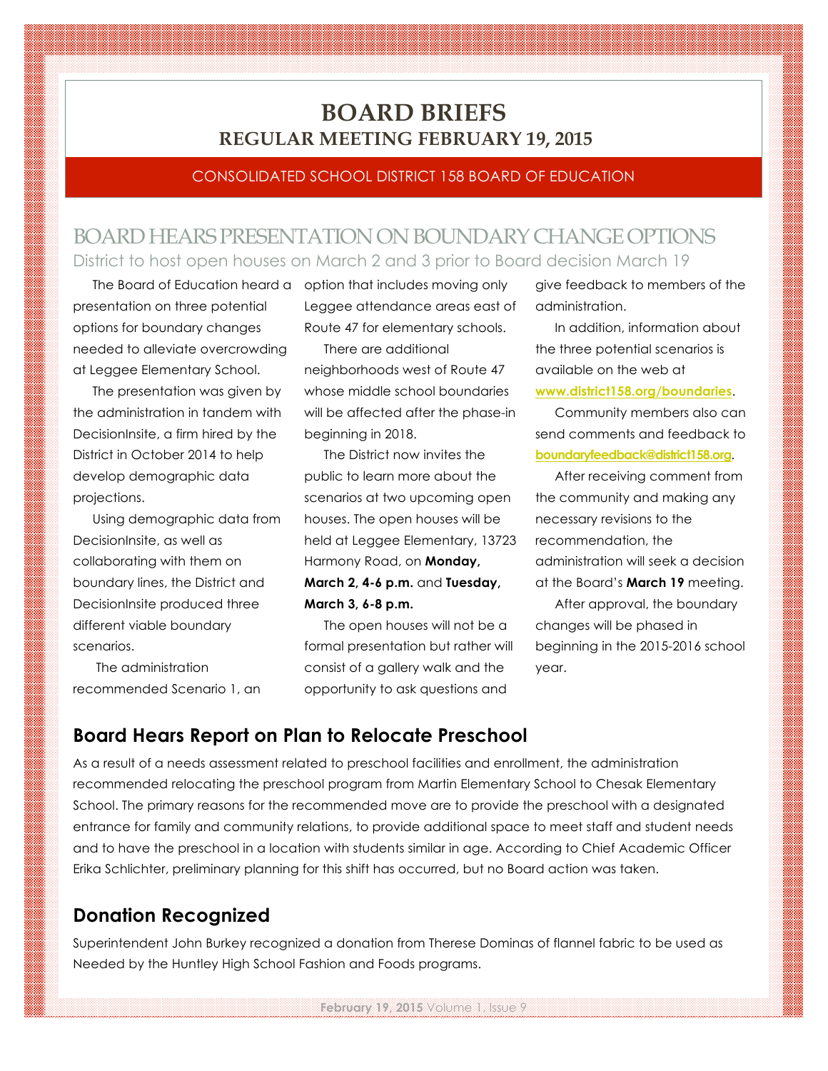# BOARD BRIEFS
## REGULAR MEETING FEBRUARY 19, 2015

CONSOLIDATED SCHOOL DISTRICT 158 BOARD OF EDUCATION

## BOARD HEARS PRESENTATION ON BOUNDARY CHANGE OPTIONS

District to host open houses on March 2 and 3 prior to Board decision March 19

The Board of Education heard a presentation on three potential options for boundary changes needed to alleviate overcrowding at Leggee Elementary School.

The presentation was given by the administration in tandem with DecisionInsite, a firm hired by the District in October 2014 to help develop demographic data projections.

Using demographic data from DecisionInsite, as well as collaborating with them on boundary lines, the District and DecisionInsite produced three different viable boundary scenarios.

The administration recommended Scenario 1, an option that includes moving only Leggee attendance areas east of Route 47 for elementary schools.

There are additional neighborhoods west of Route 47 whose middle school boundaries will be affected after the phase-in beginning in 2018.

The District now invites the public to learn more about the scenarios at two upcoming open houses. The open houses will be held at Leggee Elementary, 13723 Harmony Road, on **Monday, March 2, 4-6 p.m.** and **Tuesday, March 3, 6-8 p.m.**

The open houses will not be a formal presentation but rather will consist of a gallery walk and the opportunity to ask questions and give feedback to members of the administration.

In addition, information about the three potential scenarios is available on the web at **www.district158.org/boundaries**.

Community members also can send comments and feedback to **boundaryfeedback@district158.org**.

After receiving comment from the community and making any necessary revisions to the recommendation, the administration will seek a decision at the Board's **March 19** meeting.

After approval, the boundary changes will be phased in beginning in the 2015-2016 school year.

## Board Hears Report on Plan to Relocate Preschool

As a result of a needs assessment related to preschool facilities and enrollment, the administration recommended relocating the preschool program from Martin Elementary School to Chesak Elementary School. The primary reasons for the recommended move are to provide the preschool with a designated entrance for family and community relations, to provide additional space to meet staff and student needs and to have the preschool in a location with students similar in age. According to Chief Academic Officer Erika Schlichter, preliminary planning for this shift has occurred, but no Board action was taken.

## Donation Recognized

Superintendent John Burkey recognized a donation from Therese Dominas of flannel fabric to be used as Needed by the Huntley High School Fashion and Foods programs.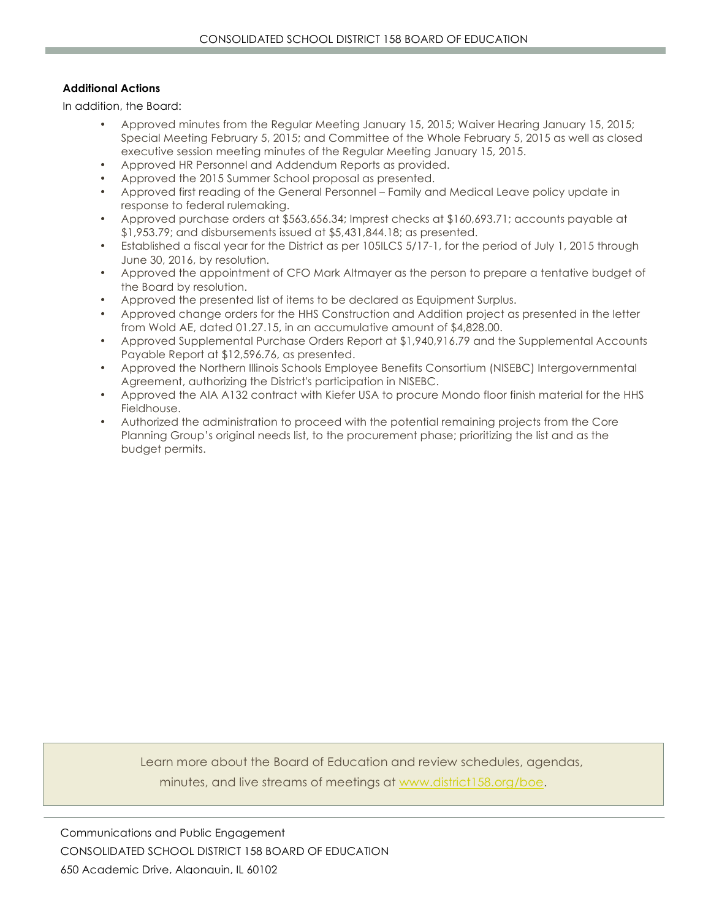**Additional Actions**

In addition, the Board:

- Approved minutes from the Regular Meeting January 15, 2015; Waiver Hearing January 15, 2015; Special Meeting February 5, 2015; and Committee of the Whole February 5, 2015 as well as closed executive session meeting minutes of the Regular Meeting January 15, 2015.
- Approved HR Personnel and Addendum Reports as provided.
- Approved the 2015 Summer School proposal as presented.
- Approved first reading of the General Personnel – Family and Medical Leave policy update in response to federal rulemaking.
- Approved purchase orders at $563,656.34; Imprest checks at $160,693.71; accounts payable at $1,953.79; and disbursements issued at $5,431,844.18; as presented.
- Established a fiscal year for the District as per 105ILCS 5/17-1, for the period of July 1, 2015 through June 30, 2016, by resolution.
- Approved the appointment of CFO Mark Altmayer as the person to prepare a tentative budget of the Board by resolution.
- Approved the presented list of items to be declared as Equipment Surplus.
- Approved change orders for the HHS Construction and Addition project as presented in the letter from Wold AE, dated 01.27.15, in an accumulative amount of $4,828.00.
- Approved Supplemental Purchase Orders Report at $1,940,916.79 and the Supplemental Accounts Payable Report at $12,596.76, as presented.
- Approved the Northern Illinois Schools Employee Benefits Consortium (NISEBC) Intergovernmental Agreement, authorizing the District's participation in NISEBC.
- Approved the AIA A132 contract with Kiefer USA to procure Mondo floor finish material for the HHS Fieldhouse.
- Authorized the administration to proceed with the potential remaining projects from the Core Planning Group's original needs list, to the procurement phase; prioritizing the list and as the budget permits.

Learn more about the Board of Education and review schedules, agendas, minutes, and live streams of meetings at [www.district158.org/boe](www.district158.org/boe).

Communications and Public Engagement
CONSOLIDATED SCHOOL DISTRICT 158 BOARD OF EDUCATION
650 Academic Drive, Algonquin, IL 60102